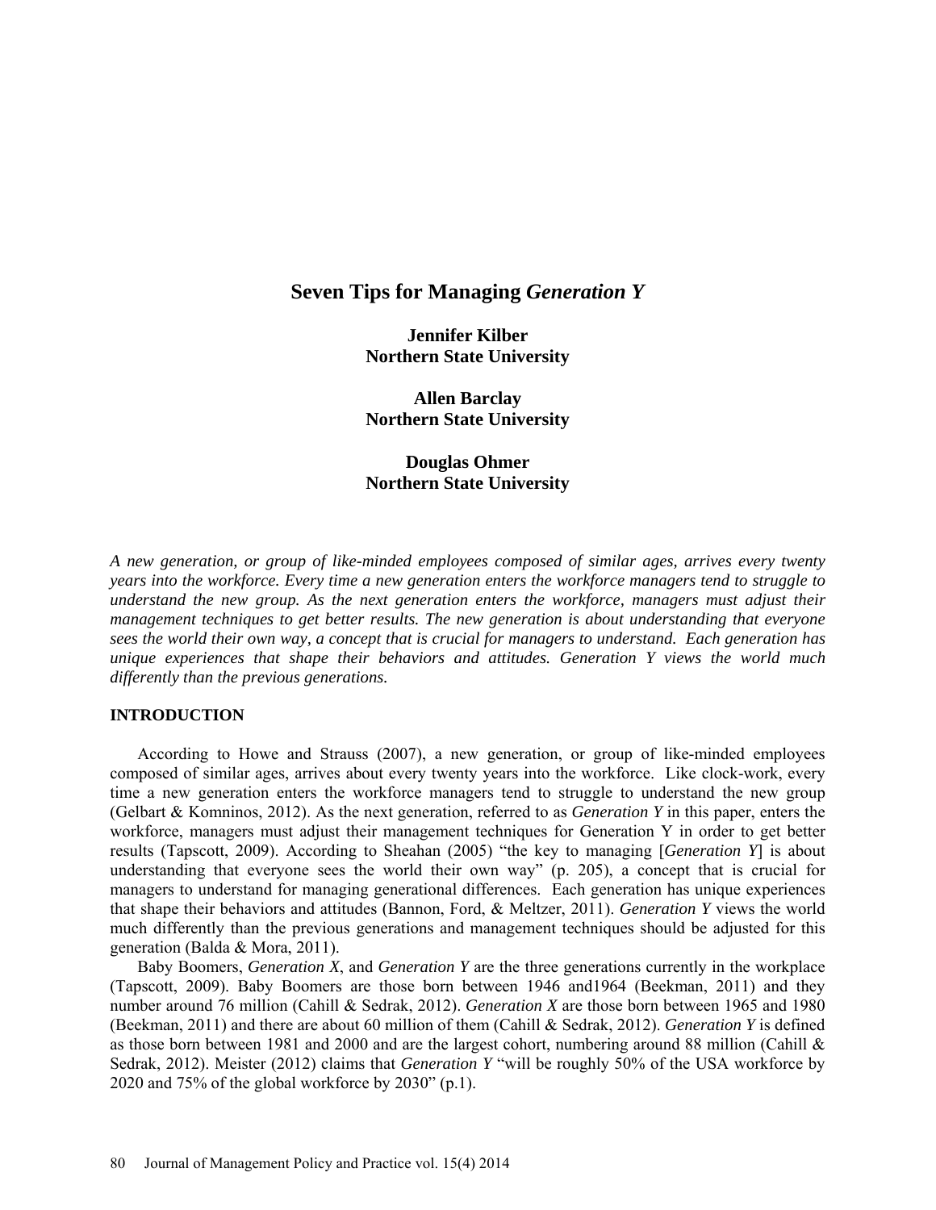# Seven Tips for Managing *Generation Y*

**Jennifer Kilber**
**Northern State University**

**Allen Barclay**
**Northern State University**

**Douglas Ohmer**
**Northern State University**

*A new generation, or group of like-minded employees composed of similar ages, arrives every twenty years into the workforce. Every time a new generation enters the workforce managers tend to struggle to understand the new group. As the next generation enters the workforce, managers must adjust their management techniques to get better results. The new generation is about understanding that everyone sees the world their own way, a concept that is crucial for managers to understand. Each generation has unique experiences that shape their behaviors and attitudes. Generation Y views the world much differently than the previous generations.*

## INTRODUCTION

According to Howe and Strauss (2007), a new generation, or group of like-minded employees composed of similar ages, arrives about every twenty years into the workforce. Like clock-work, every time a new generation enters the workforce managers tend to struggle to understand the new group (Gelbart & Komninos, 2012). As the next generation, referred to as *Generation Y* in this paper, enters the workforce, managers must adjust their management techniques for Generation Y in order to get better results (Tapscott, 2009). According to Sheahan (2005) "the key to managing [*Generation Y*] is about understanding that everyone sees the world their own way" (p. 205), a concept that is crucial for managers to understand for managing generational differences. Each generation has unique experiences that shape their behaviors and attitudes (Bannon, Ford, & Meltzer, 2011). *Generation Y* views the world much differently than the previous generations and management techniques should be adjusted for this generation (Balda & Mora, 2011).

Baby Boomers, *Generation X*, and *Generation Y* are the three generations currently in the workplace (Tapscott, 2009). Baby Boomers are those born between 1946 and1964 (Beekman, 2011) and they number around 76 million (Cahill & Sedrak, 2012). *Generation X* are those born between 1965 and 1980 (Beekman, 2011) and there are about 60 million of them (Cahill & Sedrak, 2012). *Generation Y* is defined as those born between 1981 and 2000 and are the largest cohort, numbering around 88 million (Cahill & Sedrak, 2012). Meister (2012) claims that *Generation Y* "will be roughly 50% of the USA workforce by 2020 and 75% of the global workforce by 2030" (p.1).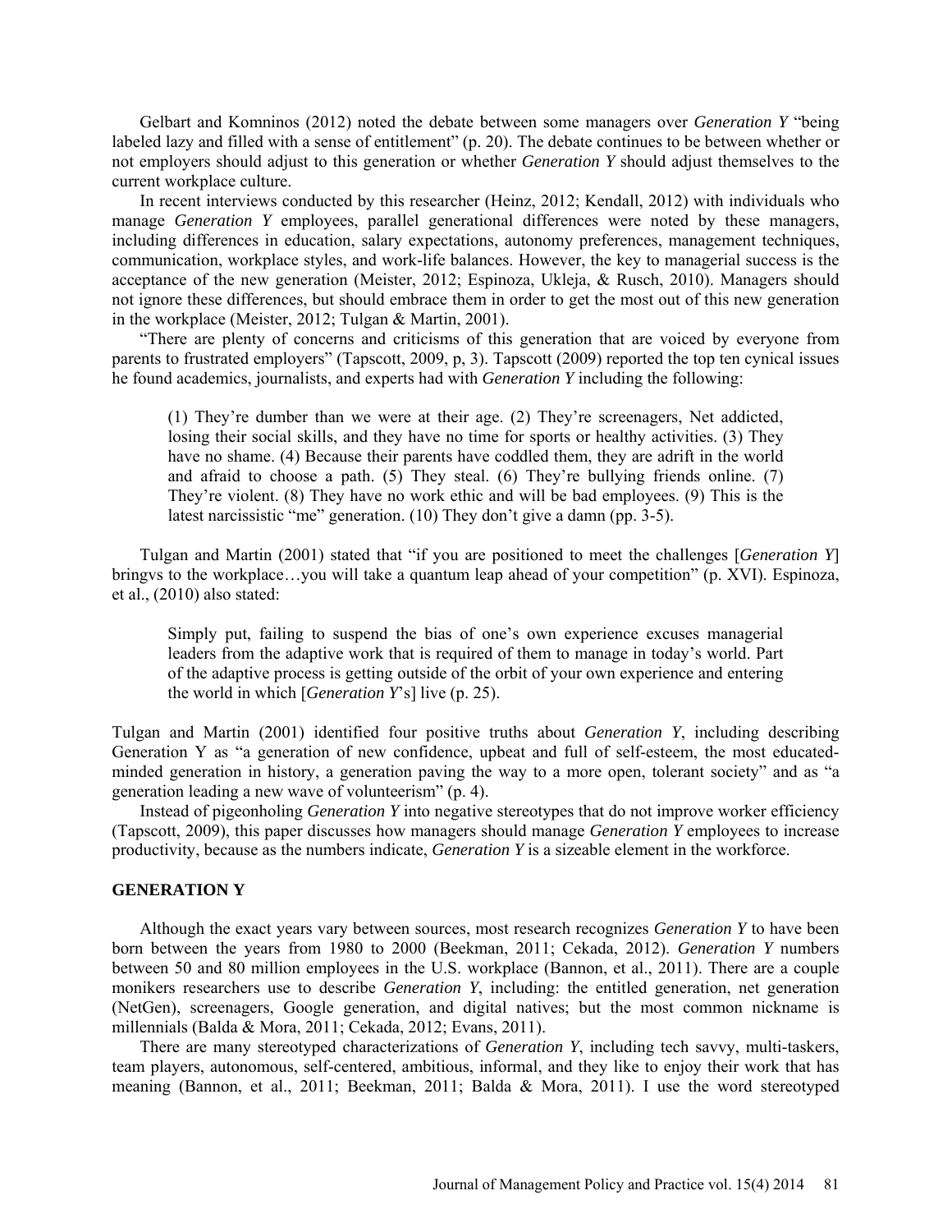Gelbart and Komninos (2012) noted the debate between some managers over *Generation Y* "being labeled lazy and filled with a sense of entitlement" (p. 20). The debate continues to be between whether or not employers should adjust to this generation or whether *Generation Y* should adjust themselves to the current workplace culture.

In recent interviews conducted by this researcher (Heinz, 2012; Kendall, 2012) with individuals who manage *Generation Y* employees, parallel generational differences were noted by these managers, including differences in education, salary expectations, autonomy preferences, management techniques, communication, workplace styles, and work-life balances. However, the key to managerial success is the acceptance of the new generation (Meister, 2012; Espinoza, Ukleja, & Rusch, 2010). Managers should not ignore these differences, but should embrace them in order to get the most out of this new generation in the workplace (Meister, 2012; Tulgan & Martin, 2001).

"There are plenty of concerns and criticisms of this generation that are voiced by everyone from parents to frustrated employers" (Tapscott, 2009, p, 3). Tapscott (2009) reported the top ten cynical issues he found academics, journalists, and experts had with *Generation Y* including the following:

> (1) They're dumber than we were at their age. (2) They're screenagers, Net addicted, losing their social skills, and they have no time for sports or healthy activities. (3) They have no shame. (4) Because their parents have coddled them, they are adrift in the world and afraid to choose a path. (5) They steal. (6) They're bullying friends online. (7) They're violent. (8) They have no work ethic and will be bad employees. (9) This is the latest narcissistic "me" generation. (10) They don't give a damn (pp. 3-5).

Tulgan and Martin (2001) stated that "if you are positioned to meet the challenges [*Generation Y*] bringvs to the workplace…you will take a quantum leap ahead of your competition" (p. XVI). Espinoza, et al., (2010) also stated:

> Simply put, failing to suspend the bias of one's own experience excuses managerial leaders from the adaptive work that is required of them to manage in today's world. Part of the adaptive process is getting outside of the orbit of your own experience and entering the world in which [*Generation Y*'s] live (p. 25).

Tulgan and Martin (2001) identified four positive truths about *Generation Y*, including describing Generation Y as "a generation of new confidence, upbeat and full of self-esteem, the most educated-minded generation in history, a generation paving the way to a more open, tolerant society" and as "a generation leading a new wave of volunteerism" (p. 4).

Instead of pigeonholing *Generation Y* into negative stereotypes that do not improve worker efficiency (Tapscott, 2009), this paper discusses how managers should manage *Generation Y* employees to increase productivity, because as the numbers indicate, *Generation Y* is a sizeable element in the workforce.

## GENERATION Y

Although the exact years vary between sources, most research recognizes *Generation Y* to have been born between the years from 1980 to 2000 (Beekman, 2011; Cekada, 2012). *Generation Y* numbers between 50 and 80 million employees in the U.S. workplace (Bannon, et al., 2011). There are a couple monikers researchers use to describe *Generation Y*, including: the entitled generation, net generation (NetGen), screenagers, Google generation, and digital natives; but the most common nickname is millennials (Balda & Mora, 2011; Cekada, 2012; Evans, 2011).

There are many stereotyped characterizations of *Generation Y*, including tech savvy, multi-taskers, team players, autonomous, self-centered, ambitious, informal, and they like to enjoy their work that has meaning (Bannon, et al., 2011; Beekman, 2011; Balda & Mora, 2011). I use the word stereotyped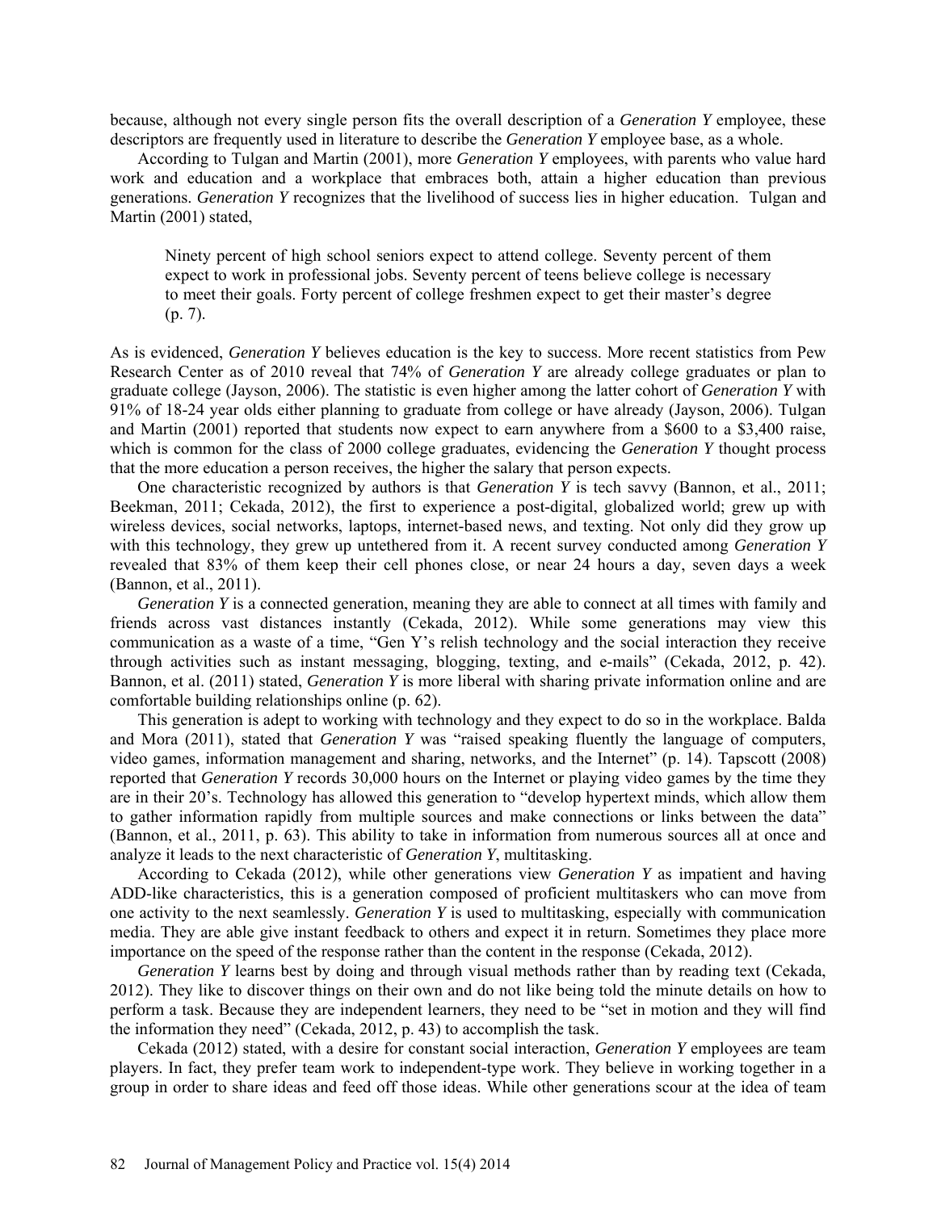because, although not every single person fits the overall description of a *Generation Y* employee, these descriptors are frequently used in literature to describe the *Generation Y* employee base, as a whole.

According to Tulgan and Martin (2001), more *Generation Y* employees, with parents who value hard work and education and a workplace that embraces both, attain a higher education than previous generations. *Generation Y* recognizes that the livelihood of success lies in higher education. Tulgan and Martin (2001) stated,

> Ninety percent of high school seniors expect to attend college. Seventy percent of them expect to work in professional jobs. Seventy percent of teens believe college is necessary to meet their goals. Forty percent of college freshmen expect to get their master's degree (p. 7).

As is evidenced, *Generation Y* believes education is the key to success. More recent statistics from Pew Research Center as of 2010 reveal that 74% of *Generation Y* are already college graduates or plan to graduate college (Jayson, 2006). The statistic is even higher among the latter cohort of *Generation Y* with 91% of 18-24 year olds either planning to graduate from college or have already (Jayson, 2006). Tulgan and Martin (2001) reported that students now expect to earn anywhere from a $600 to a $3,400 raise, which is common for the class of 2000 college graduates, evidencing the *Generation Y* thought process that the more education a person receives, the higher the salary that person expects.

One characteristic recognized by authors is that *Generation Y* is tech savvy (Bannon, et al., 2011; Beekman, 2011; Cekada, 2012), the first to experience a post-digital, globalized world; grew up with wireless devices, social networks, laptops, internet-based news, and texting. Not only did they grow up with this technology, they grew up untethered from it. A recent survey conducted among *Generation Y* revealed that 83% of them keep their cell phones close, or near 24 hours a day, seven days a week (Bannon, et al., 2011).

*Generation Y* is a connected generation, meaning they are able to connect at all times with family and friends across vast distances instantly (Cekada, 2012). While some generations may view this communication as a waste of a time, "Gen Y's relish technology and the social interaction they receive through activities such as instant messaging, blogging, texting, and e-mails" (Cekada, 2012, p. 42). Bannon, et al. (2011) stated, *Generation Y* is more liberal with sharing private information online and are comfortable building relationships online (p. 62).

This generation is adept to working with technology and they expect to do so in the workplace. Balda and Mora (2011), stated that *Generation Y* was "raised speaking fluently the language of computers, video games, information management and sharing, networks, and the Internet" (p. 14). Tapscott (2008) reported that *Generation Y* records 30,000 hours on the Internet or playing video games by the time they are in their 20's. Technology has allowed this generation to "develop hypertext minds, which allow them to gather information rapidly from multiple sources and make connections or links between the data" (Bannon, et al., 2011, p. 63). This ability to take in information from numerous sources all at once and analyze it leads to the next characteristic of *Generation Y*, multitasking.

According to Cekada (2012), while other generations view *Generation Y* as impatient and having ADD-like characteristics, this is a generation composed of proficient multitaskers who can move from one activity to the next seamlessly. *Generation Y* is used to multitasking, especially with communication media. They are able give instant feedback to others and expect it in return. Sometimes they place more importance on the speed of the response rather than the content in the response (Cekada, 2012).

*Generation Y* learns best by doing and through visual methods rather than by reading text (Cekada, 2012). They like to discover things on their own and do not like being told the minute details on how to perform a task. Because they are independent learners, they need to be "set in motion and they will find the information they need" (Cekada, 2012, p. 43) to accomplish the task.

Cekada (2012) stated, with a desire for constant social interaction, *Generation Y* employees are team players. In fact, they prefer team work to independent-type work. They believe in working together in a group in order to share ideas and feed off those ideas. While other generations scour at the idea of team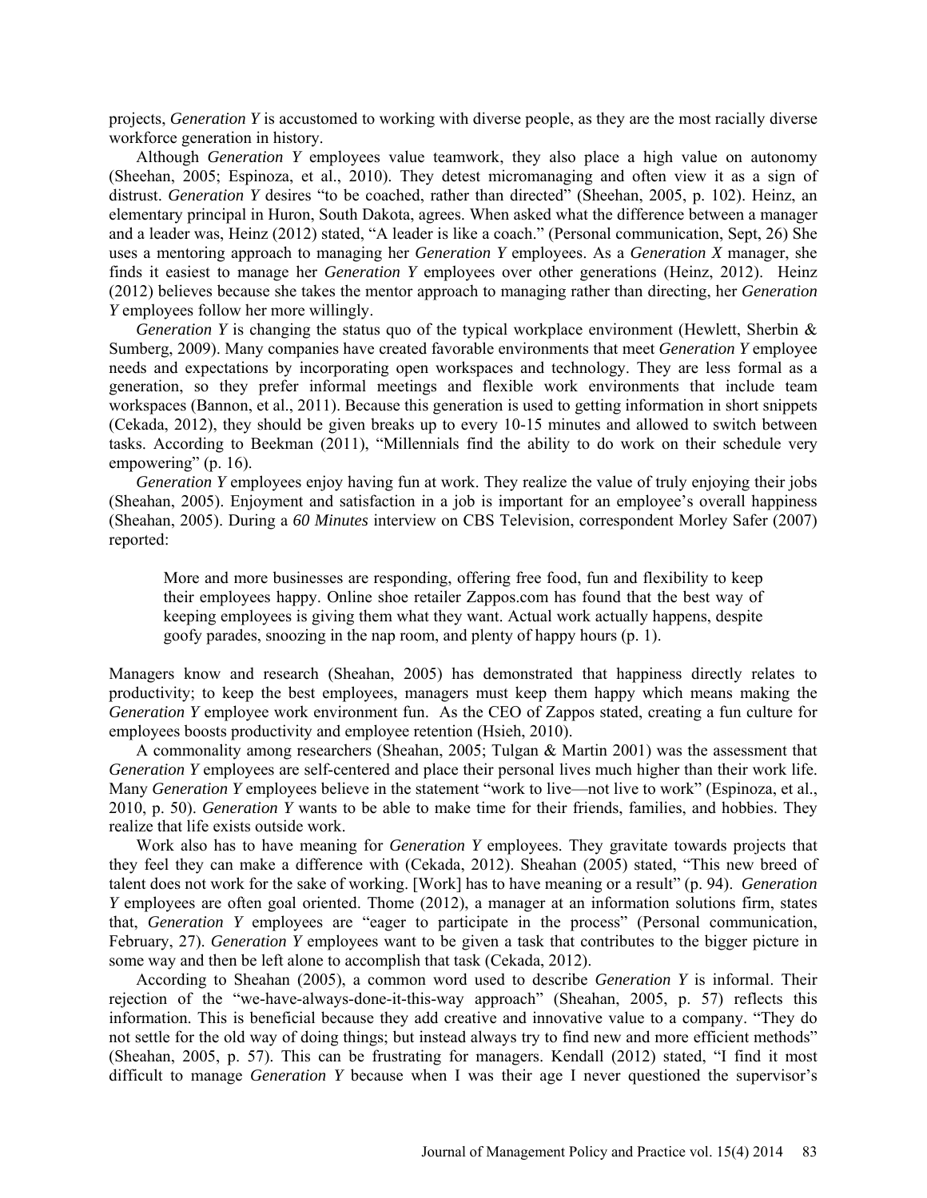projects, *Generation Y* is accustomed to working with diverse people, as they are the most racially diverse workforce generation in history.

Although *Generation Y* employees value teamwork, they also place a high value on autonomy (Sheehan, 2005; Espinoza, et al., 2010). They detest micromanaging and often view it as a sign of distrust. *Generation Y* desires "to be coached, rather than directed" (Sheehan, 2005, p. 102). Heinz, an elementary principal in Huron, South Dakota, agrees. When asked what the difference between a manager and a leader was, Heinz (2012) stated, "A leader is like a coach." (Personal communication, Sept, 26) She uses a mentoring approach to managing her *Generation Y* employees. As a *Generation X* manager, she finds it easiest to manage her *Generation Y* employees over other generations (Heinz, 2012). Heinz (2012) believes because she takes the mentor approach to managing rather than directing, her *Generation Y* employees follow her more willingly.

*Generation Y* is changing the status quo of the typical workplace environment (Hewlett, Sherbin & Sumberg, 2009). Many companies have created favorable environments that meet *Generation Y* employee needs and expectations by incorporating open workspaces and technology. They are less formal as a generation, so they prefer informal meetings and flexible work environments that include team workspaces (Bannon, et al., 2011). Because this generation is used to getting information in short snippets (Cekada, 2012), they should be given breaks up to every 10-15 minutes and allowed to switch between tasks. According to Beekman (2011), "Millennials find the ability to do work on their schedule very empowering" (p. 16).

*Generation Y* employees enjoy having fun at work. They realize the value of truly enjoying their jobs (Sheahan, 2005). Enjoyment and satisfaction in a job is important for an employee's overall happiness (Sheahan, 2005). During a *60 Minutes* interview on CBS Television, correspondent Morley Safer (2007) reported:

> More and more businesses are responding, offering free food, fun and flexibility to keep their employees happy. Online shoe retailer Zappos.com has found that the best way of keeping employees is giving them what they want. Actual work actually happens, despite goofy parades, snoozing in the nap room, and plenty of happy hours (p. 1).

Managers know and research (Sheahan, 2005) has demonstrated that happiness directly relates to productivity; to keep the best employees, managers must keep them happy which means making the *Generation Y* employee work environment fun. As the CEO of Zappos stated, creating a fun culture for employees boosts productivity and employee retention (Hsieh, 2010).

A commonality among researchers (Sheahan, 2005; Tulgan & Martin 2001) was the assessment that *Generation Y* employees are self-centered and place their personal lives much higher than their work life. Many *Generation Y* employees believe in the statement "work to live—not live to work" (Espinoza, et al., 2010, p. 50). *Generation Y* wants to be able to make time for their friends, families, and hobbies. They realize that life exists outside work.

Work also has to have meaning for *Generation Y* employees. They gravitate towards projects that they feel they can make a difference with (Cekada, 2012). Sheahan (2005) stated, "This new breed of talent does not work for the sake of working. [Work] has to have meaning or a result" (p. 94). *Generation Y* employees are often goal oriented. Thome (2012), a manager at an information solutions firm, states that, *Generation Y* employees are "eager to participate in the process" (Personal communication, February, 27). *Generation Y* employees want to be given a task that contributes to the bigger picture in some way and then be left alone to accomplish that task (Cekada, 2012).

According to Sheahan (2005), a common word used to describe *Generation Y* is informal. Their rejection of the "we-have-always-done-it-this-way approach" (Sheahan, 2005, p. 57) reflects this information. This is beneficial because they add creative and innovative value to a company. "They do not settle for the old way of doing things; but instead always try to find new and more efficient methods" (Sheahan, 2005, p. 57). This can be frustrating for managers. Kendall (2012) stated, "I find it most difficult to manage *Generation Y* because when I was their age I never questioned the supervisor's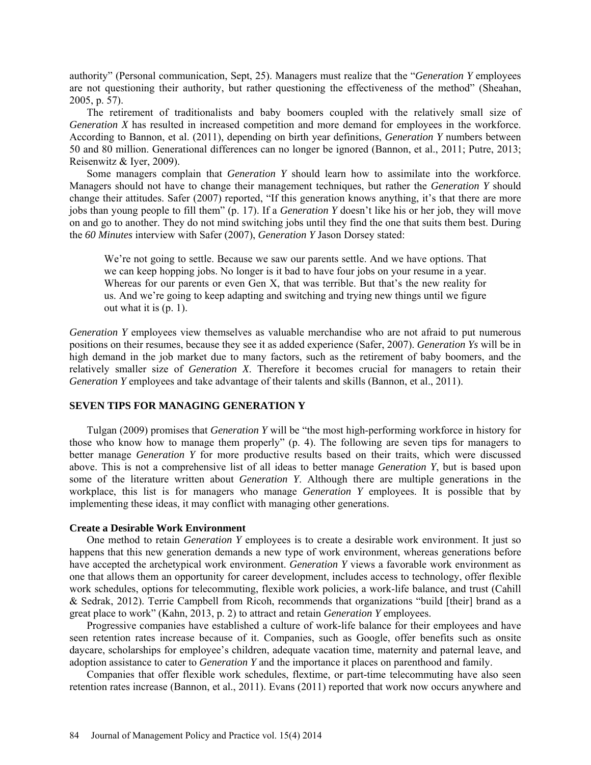authority" (Personal communication, Sept, 25). Managers must realize that the "*Generation Y* employees are not questioning their authority, but rather questioning the effectiveness of the method" (Sheahan, 2005, p. 57).

The retirement of traditionalists and baby boomers coupled with the relatively small size of *Generation X* has resulted in increased competition and more demand for employees in the workforce. According to Bannon, et al. (2011), depending on birth year definitions, *Generation Y* numbers between 50 and 80 million. Generational differences can no longer be ignored (Bannon, et al., 2011; Putre, 2013; Reisenwitz & Iyer, 2009).

Some managers complain that *Generation Y* should learn how to assimilate into the workforce. Managers should not have to change their management techniques, but rather the *Generation Y* should change their attitudes. Safer (2007) reported, "If this generation knows anything, it's that there are more jobs than young people to fill them" (p. 17). If a *Generation Y* doesn't like his or her job, they will move on and go to another. They do not mind switching jobs until they find the one that suits them best. During the *60 Minutes* interview with Safer (2007), *Generation Y* Jason Dorsey stated:

> We're not going to settle. Because we saw our parents settle. And we have options. That we can keep hopping jobs. No longer is it bad to have four jobs on your resume in a year. Whereas for our parents or even Gen X, that was terrible. But that's the new reality for us. And we're going to keep adapting and switching and trying new things until we figure out what it is (p. 1).

*Generation Y* employees view themselves as valuable merchandise who are not afraid to put numerous positions on their resumes, because they see it as added experience (Safer, 2007). *Generation Ys* will be in high demand in the job market due to many factors, such as the retirement of baby boomers, and the relatively smaller size of *Generation X*. Therefore it becomes crucial for managers to retain their *Generation Y* employees and take advantage of their talents and skills (Bannon, et al., 2011).

## SEVEN TIPS FOR MANAGING GENERATION Y

Tulgan (2009) promises that *Generation Y* will be "the most high-performing workforce in history for those who know how to manage them properly" (p. 4). The following are seven tips for managers to better manage *Generation Y* for more productive results based on their traits, which were discussed above. This is not a comprehensive list of all ideas to better manage *Generation Y*, but is based upon some of the literature written about *Generation Y*. Although there are multiple generations in the workplace, this list is for managers who manage *Generation Y* employees. It is possible that by implementing these ideas, it may conflict with managing other generations.

### Create a Desirable Work Environment

One method to retain *Generation Y* employees is to create a desirable work environment. It just so happens that this new generation demands a new type of work environment, whereas generations before have accepted the archetypical work environment. *Generation Y* views a favorable work environment as one that allows them an opportunity for career development, includes access to technology, offer flexible work schedules, options for telecommuting, flexible work policies, a work-life balance, and trust (Cahill & Sedrak, 2012). Terrie Campbell from Ricoh, recommends that organizations "build [their] brand as a great place to work" (Kahn, 2013, p. 2) to attract and retain *Generation Y* employees.

Progressive companies have established a culture of work-life balance for their employees and have seen retention rates increase because of it. Companies, such as Google, offer benefits such as onsite daycare, scholarships for employee's children, adequate vacation time, maternity and paternal leave, and adoption assistance to cater to *Generation Y* and the importance it places on parenthood and family.

Companies that offer flexible work schedules, flextime, or part-time telecommuting have also seen retention rates increase (Bannon, et al., 2011). Evans (2011) reported that work now occurs anywhere and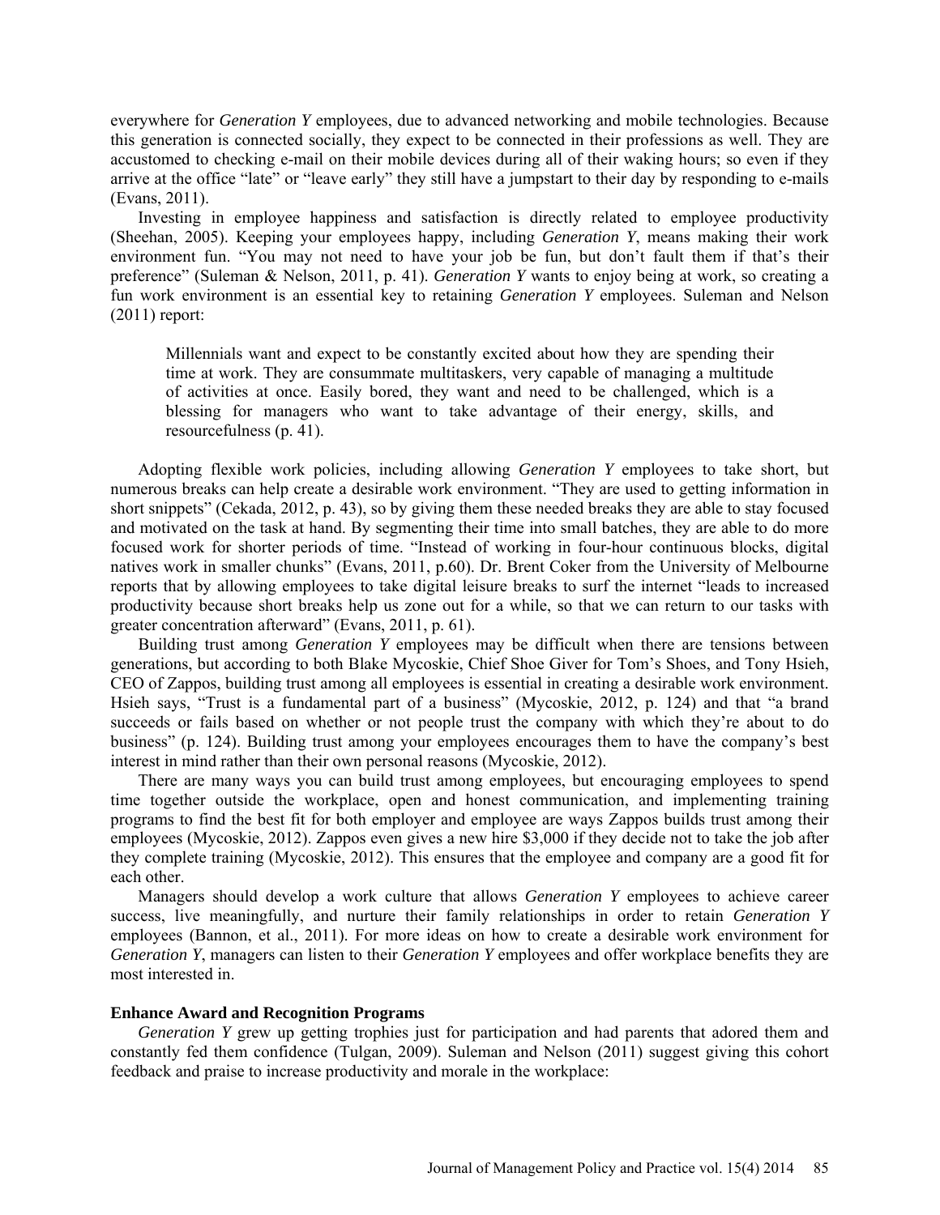everywhere for *Generation Y* employees, due to advanced networking and mobile technologies. Because this generation is connected socially, they expect to be connected in their professions as well. They are accustomed to checking e-mail on their mobile devices during all of their waking hours; so even if they arrive at the office "late" or "leave early" they still have a jumpstart to their day by responding to e-mails (Evans, 2011).

Investing in employee happiness and satisfaction is directly related to employee productivity (Sheehan, 2005). Keeping your employees happy, including *Generation Y*, means making their work environment fun. "You may not need to have your job be fun, but don't fault them if that's their preference" (Suleman & Nelson, 2011, p. 41). *Generation Y* wants to enjoy being at work, so creating a fun work environment is an essential key to retaining *Generation Y* employees. Suleman and Nelson (2011) report:

> Millennials want and expect to be constantly excited about how they are spending their time at work. They are consummate multitaskers, very capable of managing a multitude of activities at once. Easily bored, they want and need to be challenged, which is a blessing for managers who want to take advantage of their energy, skills, and resourcefulness (p. 41).

Adopting flexible work policies, including allowing *Generation Y* employees to take short, but numerous breaks can help create a desirable work environment. "They are used to getting information in short snippets" (Cekada, 2012, p. 43), so by giving them these needed breaks they are able to stay focused and motivated on the task at hand. By segmenting their time into small batches, they are able to do more focused work for shorter periods of time. "Instead of working in four-hour continuous blocks, digital natives work in smaller chunks" (Evans, 2011, p.60). Dr. Brent Coker from the University of Melbourne reports that by allowing employees to take digital leisure breaks to surf the internet "leads to increased productivity because short breaks help us zone out for a while, so that we can return to our tasks with greater concentration afterward" (Evans, 2011, p. 61).

Building trust among *Generation Y* employees may be difficult when there are tensions between generations, but according to both Blake Mycoskie, Chief Shoe Giver for Tom's Shoes, and Tony Hsieh, CEO of Zappos, building trust among all employees is essential in creating a desirable work environment. Hsieh says, "Trust is a fundamental part of a business" (Mycoskie, 2012, p. 124) and that "a brand succeeds or fails based on whether or not people trust the company with which they're about to do business" (p. 124). Building trust among your employees encourages them to have the company's best interest in mind rather than their own personal reasons (Mycoskie, 2012).

There are many ways you can build trust among employees, but encouraging employees to spend time together outside the workplace, open and honest communication, and implementing training programs to find the best fit for both employer and employee are ways Zappos builds trust among their employees (Mycoskie, 2012). Zappos even gives a new hire $3,000 if they decide not to take the job after they complete training (Mycoskie, 2012). This ensures that the employee and company are a good fit for each other.

Managers should develop a work culture that allows *Generation Y* employees to achieve career success, live meaningfully, and nurture their family relationships in order to retain *Generation Y* employees (Bannon, et al., 2011). For more ideas on how to create a desirable work environment for *Generation Y*, managers can listen to their *Generation Y* employees and offer workplace benefits they are most interested in.

**Enhance Award and Recognition Programs**

*Generation Y* grew up getting trophies just for participation and had parents that adored them and constantly fed them confidence (Tulgan, 2009). Suleman and Nelson (2011) suggest giving this cohort feedback and praise to increase productivity and morale in the workplace: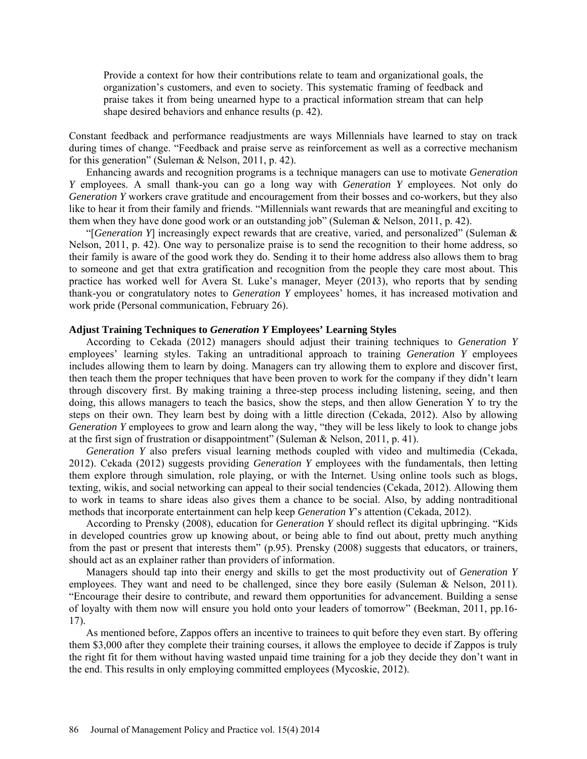> Provide a context for how their contributions relate to team and organizational goals, the organization's customers, and even to society. This systematic framing of feedback and praise takes it from being unearned hype to a practical information stream that can help shape desired behaviors and enhance results (p. 42).

Constant feedback and performance readjustments are ways Millennials have learned to stay on track during times of change. "Feedback and praise serve as reinforcement as well as a corrective mechanism for this generation" (Suleman & Nelson, 2011, p. 42).

Enhancing awards and recognition programs is a technique managers can use to motivate *Generation Y* employees. A small thank-you can go a long way with *Generation Y* employees. Not only do *Generation Y* workers crave gratitude and encouragement from their bosses and co-workers, but they also like to hear it from their family and friends. "Millennials want rewards that are meaningful and exciting to them when they have done good work or an outstanding job" (Suleman & Nelson, 2011, p. 42).

"[*Generation Y*] increasingly expect rewards that are creative, varied, and personalized" (Suleman & Nelson, 2011, p. 42). One way to personalize praise is to send the recognition to their home address, so their family is aware of the good work they do. Sending it to their home address also allows them to brag to someone and get that extra gratification and recognition from the people they care most about. This practice has worked well for Avera St. Luke's manager, Meyer (2013), who reports that by sending thank-you or congratulatory notes to *Generation Y* employees' homes, it has increased motivation and work pride (Personal communication, February 26).

**Adjust Training Techniques to *Generation Y* Employees' Learning Styles**

According to Cekada (2012) managers should adjust their training techniques to *Generation Y* employees' learning styles. Taking an untraditional approach to training *Generation Y* employees includes allowing them to learn by doing. Managers can try allowing them to explore and discover first, then teach them the proper techniques that have been proven to work for the company if they didn't learn through discovery first. By making training a three-step process including listening, seeing, and then doing, this allows managers to teach the basics, show the steps, and then allow Generation Y to try the steps on their own. They learn best by doing with a little direction (Cekada, 2012). Also by allowing *Generation Y* employees to grow and learn along the way, "they will be less likely to look to change jobs at the first sign of frustration or disappointment" (Suleman & Nelson, 2011, p. 41).

*Generation Y* also prefers visual learning methods coupled with video and multimedia (Cekada, 2012). Cekada (2012) suggests providing *Generation Y* employees with the fundamentals, then letting them explore through simulation, role playing, or with the Internet. Using online tools such as blogs, texting, wikis, and social networking can appeal to their social tendencies (Cekada, 2012). Allowing them to work in teams to share ideas also gives them a chance to be social. Also, by adding nontraditional methods that incorporate entertainment can help keep *Generation Y*'s attention (Cekada, 2012).

According to Prensky (2008), education for *Generation Y* should reflect its digital upbringing. "Kids in developed countries grow up knowing about, or being able to find out about, pretty much anything from the past or present that interests them" (p.95). Prensky (2008) suggests that educators, or trainers, should act as an explainer rather than providers of information.

Managers should tap into their energy and skills to get the most productivity out of *Generation Y* employees. They want and need to be challenged, since they bore easily (Suleman & Nelson, 2011). "Encourage their desire to contribute, and reward them opportunities for advancement. Building a sense of loyalty with them now will ensure you hold onto your leaders of tomorrow" (Beekman, 2011, pp.16-17).

As mentioned before, Zappos offers an incentive to trainees to quit before they even start. By offering them $3,000 after they complete their training courses, it allows the employee to decide if Zappos is truly the right fit for them without having wasted unpaid time training for a job they decide they don't want in the end. This results in only employing committed employees (Mycoskie, 2012).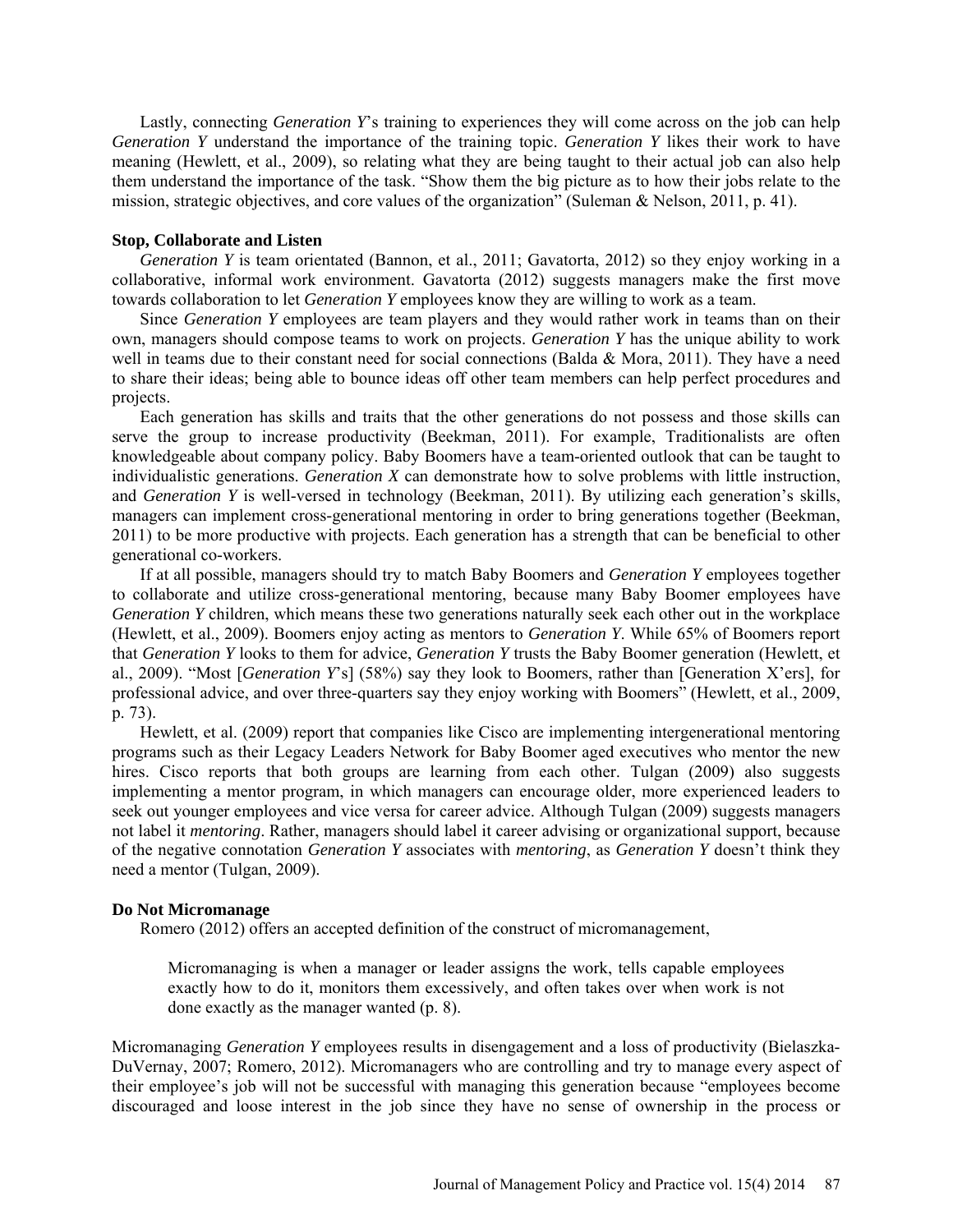Lastly, connecting *Generation Y*'s training to experiences they will come across on the job can help *Generation Y* understand the importance of the training topic. *Generation Y* likes their work to have meaning (Hewlett, et al., 2009), so relating what they are being taught to their actual job can also help them understand the importance of the task. "Show them the big picture as to how their jobs relate to the mission, strategic objectives, and core values of the organization" (Suleman & Nelson, 2011, p. 41).

**Stop, Collaborate and Listen**

*Generation Y* is team orientated (Bannon, et al., 2011; Gavatorta, 2012) so they enjoy working in a collaborative, informal work environment. Gavatorta (2012) suggests managers make the first move towards collaboration to let *Generation Y* employees know they are willing to work as a team.

Since *Generation Y* employees are team players and they would rather work in teams than on their own, managers should compose teams to work on projects. *Generation Y* has the unique ability to work well in teams due to their constant need for social connections (Balda & Mora, 2011). They have a need to share their ideas; being able to bounce ideas off other team members can help perfect procedures and projects.

Each generation has skills and traits that the other generations do not possess and those skills can serve the group to increase productivity (Beekman, 2011). For example, Traditionalists are often knowledgeable about company policy. Baby Boomers have a team-oriented outlook that can be taught to individualistic generations. *Generation X* can demonstrate how to solve problems with little instruction, and *Generation Y* is well-versed in technology (Beekman, 2011). By utilizing each generation's skills, managers can implement cross-generational mentoring in order to bring generations together (Beekman, 2011) to be more productive with projects. Each generation has a strength that can be beneficial to other generational co-workers.

If at all possible, managers should try to match Baby Boomers and *Generation Y* employees together to collaborate and utilize cross-generational mentoring, because many Baby Boomer employees have *Generation Y* children, which means these two generations naturally seek each other out in the workplace (Hewlett, et al., 2009). Boomers enjoy acting as mentors to *Generation Y*. While 65% of Boomers report that *Generation Y* looks to them for advice, *Generation Y* trusts the Baby Boomer generation (Hewlett, et al., 2009). "Most [*Generation Y*'s] (58%) say they look to Boomers, rather than [Generation X'ers], for professional advice, and over three-quarters say they enjoy working with Boomers" (Hewlett, et al., 2009, p. 73).

Hewlett, et al. (2009) report that companies like Cisco are implementing intergenerational mentoring programs such as their Legacy Leaders Network for Baby Boomer aged executives who mentor the new hires. Cisco reports that both groups are learning from each other. Tulgan (2009) also suggests implementing a mentor program, in which managers can encourage older, more experienced leaders to seek out younger employees and vice versa for career advice. Although Tulgan (2009) suggests managers not label it *mentoring*. Rather, managers should label it career advising or organizational support, because of the negative connotation *Generation Y* associates with *mentoring*, as *Generation Y* doesn't think they need a mentor (Tulgan, 2009).

**Do Not Micromanage**

Romero (2012) offers an accepted definition of the construct of micromanagement,

> Micromanaging is when a manager or leader assigns the work, tells capable employees exactly how to do it, monitors them excessively, and often takes over when work is not done exactly as the manager wanted (p. 8).

Micromanaging *Generation Y* employees results in disengagement and a loss of productivity (Bielaszka-DuVernay, 2007; Romero, 2012). Micromanagers who are controlling and try to manage every aspect of their employee's job will not be successful with managing this generation because "employees become discouraged and loose interest in the job since they have no sense of ownership in the process or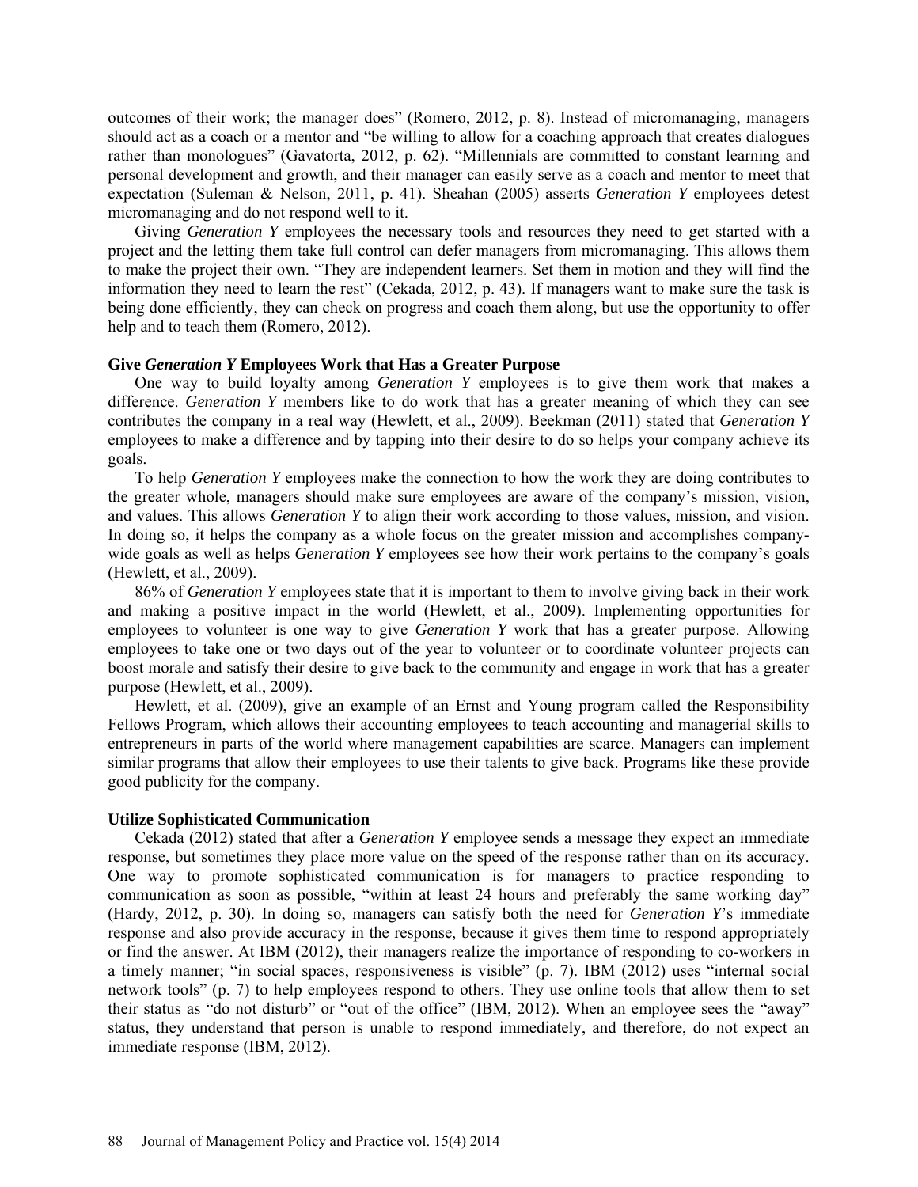outcomes of their work; the manager does" (Romero, 2012, p. 8). Instead of micromanaging, managers should act as a coach or a mentor and "be willing to allow for a coaching approach that creates dialogues rather than monologues" (Gavatorta, 2012, p. 62). "Millennials are committed to constant learning and personal development and growth, and their manager can easily serve as a coach and mentor to meet that expectation (Suleman & Nelson, 2011, p. 41). Sheahan (2005) asserts *Generation Y* employees detest micromanaging and do not respond well to it.

Giving *Generation Y* employees the necessary tools and resources they need to get started with a project and the letting them take full control can defer managers from micromanaging. This allows them to make the project their own. "They are independent learners. Set them in motion and they will find the information they need to learn the rest" (Cekada, 2012, p. 43). If managers want to make sure the task is being done efficiently, they can check on progress and coach them along, but use the opportunity to offer help and to teach them (Romero, 2012).

### Give *Generation Y* Employees Work that Has a Greater Purpose

One way to build loyalty among *Generation Y* employees is to give them work that makes a difference. *Generation Y* members like to do work that has a greater meaning of which they can see contributes the company in a real way (Hewlett, et al., 2009). Beekman (2011) stated that *Generation Y* employees to make a difference and by tapping into their desire to do so helps your company achieve its goals.

To help *Generation Y* employees make the connection to how the work they are doing contributes to the greater whole, managers should make sure employees are aware of the company's mission, vision, and values. This allows *Generation Y* to align their work according to those values, mission, and vision. In doing so, it helps the company as a whole focus on the greater mission and accomplishes company-wide goals as well as helps *Generation Y* employees see how their work pertains to the company's goals (Hewlett, et al., 2009).

86% of *Generation Y* employees state that it is important to them to involve giving back in their work and making a positive impact in the world (Hewlett, et al., 2009). Implementing opportunities for employees to volunteer is one way to give *Generation Y* work that has a greater purpose. Allowing employees to take one or two days out of the year to volunteer or to coordinate volunteer projects can boost morale and satisfy their desire to give back to the community and engage in work that has a greater purpose (Hewlett, et al., 2009).

Hewlett, et al. (2009), give an example of an Ernst and Young program called the Responsibility Fellows Program, which allows their accounting employees to teach accounting and managerial skills to entrepreneurs in parts of the world where management capabilities are scarce. Managers can implement similar programs that allow their employees to use their talents to give back. Programs like these provide good publicity for the company.

### Utilize Sophisticated Communication

Cekada (2012) stated that after a *Generation Y* employee sends a message they expect an immediate response, but sometimes they place more value on the speed of the response rather than on its accuracy. One way to promote sophisticated communication is for managers to practice responding to communication as soon as possible, "within at least 24 hours and preferably the same working day" (Hardy, 2012, p. 30). In doing so, managers can satisfy both the need for *Generation Y*'s immediate response and also provide accuracy in the response, because it gives them time to respond appropriately or find the answer. At IBM (2012), their managers realize the importance of responding to co-workers in a timely manner; "in social spaces, responsiveness is visible" (p. 7). IBM (2012) uses "internal social network tools" (p. 7) to help employees respond to others. They use online tools that allow them to set their status as "do not disturb" or "out of the office" (IBM, 2012). When an employee sees the "away" status, they understand that person is unable to respond immediately, and therefore, do not expect an immediate response (IBM, 2012).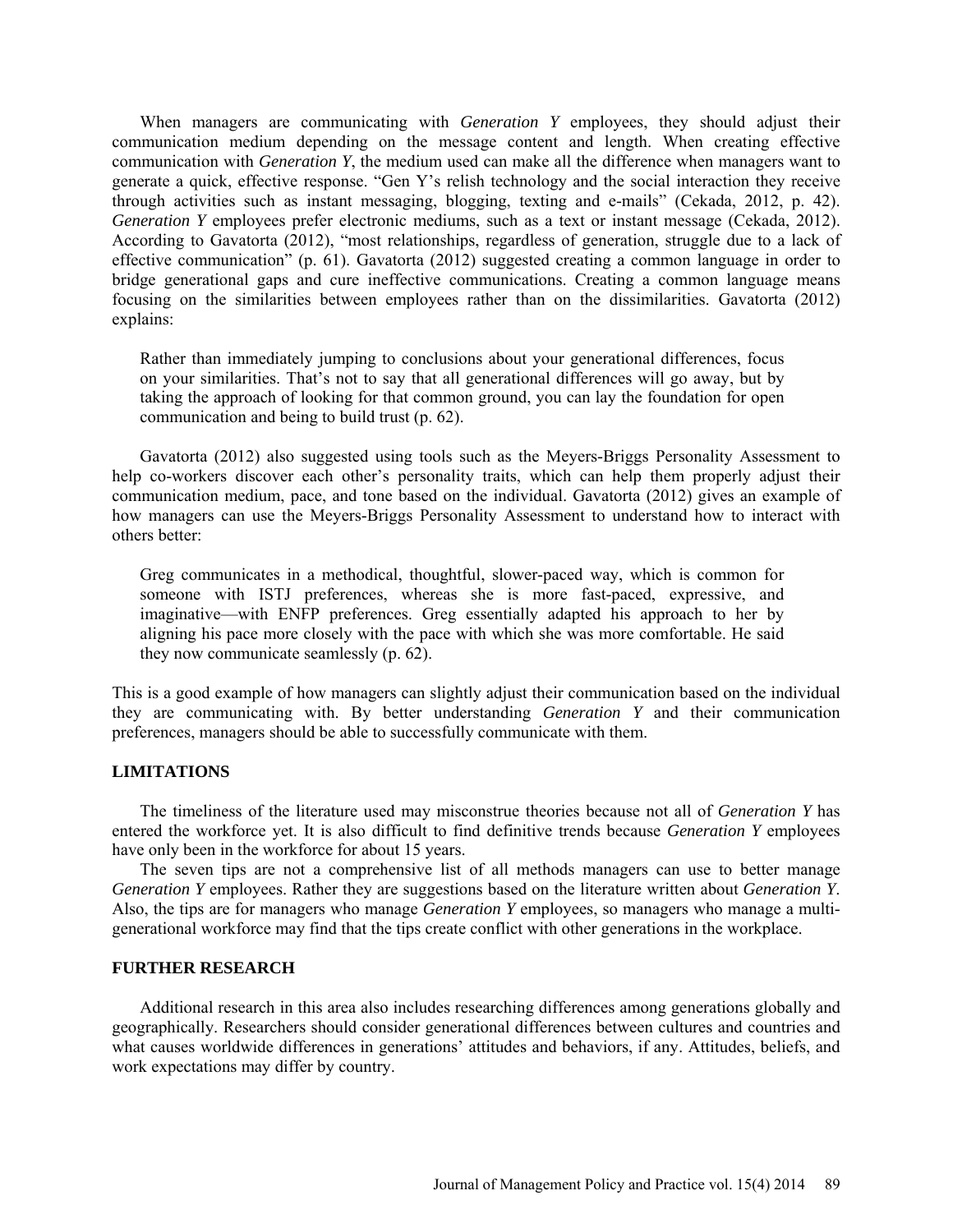When managers are communicating with *Generation Y* employees, they should adjust their communication medium depending on the message content and length. When creating effective communication with *Generation Y*, the medium used can make all the difference when managers want to generate a quick, effective response. "Gen Y's relish technology and the social interaction they receive through activities such as instant messaging, blogging, texting and e-mails" (Cekada, 2012, p. 42). *Generation Y* employees prefer electronic mediums, such as a text or instant message (Cekada, 2012). According to Gavatorta (2012), "most relationships, regardless of generation, struggle due to a lack of effective communication" (p. 61). Gavatorta (2012) suggested creating a common language in order to bridge generational gaps and cure ineffective communications. Creating a common language means focusing on the similarities between employees rather than on the dissimilarities. Gavatorta (2012) explains:

> Rather than immediately jumping to conclusions about your generational differences, focus on your similarities. That's not to say that all generational differences will go away, but by taking the approach of looking for that common ground, you can lay the foundation for open communication and being to build trust (p. 62).

Gavatorta (2012) also suggested using tools such as the Meyers-Briggs Personality Assessment to help co-workers discover each other's personality traits, which can help them properly adjust their communication medium, pace, and tone based on the individual. Gavatorta (2012) gives an example of how managers can use the Meyers-Briggs Personality Assessment to understand how to interact with others better:

> Greg communicates in a methodical, thoughtful, slower-paced way, which is common for someone with ISTJ preferences, whereas she is more fast-paced, expressive, and imaginative—with ENFP preferences. Greg essentially adapted his approach to her by aligning his pace more closely with the pace with which she was more comfortable. He said they now communicate seamlessly (p. 62).

This is a good example of how managers can slightly adjust their communication based on the individual they are communicating with. By better understanding *Generation Y* and their communication preferences, managers should be able to successfully communicate with them.

## LIMITATIONS

The timeliness of the literature used may misconstrue theories because not all of *Generation Y* has entered the workforce yet. It is also difficult to find definitive trends because *Generation Y* employees have only been in the workforce for about 15 years.

The seven tips are not a comprehensive list of all methods managers can use to better manage *Generation Y* employees. Rather they are suggestions based on the literature written about *Generation Y*. Also, the tips are for managers who manage *Generation Y* employees, so managers who manage a multi-generational workforce may find that the tips create conflict with other generations in the workplace.

## FURTHER RESEARCH

Additional research in this area also includes researching differences among generations globally and geographically. Researchers should consider generational differences between cultures and countries and what causes worldwide differences in generations' attitudes and behaviors, if any. Attitudes, beliefs, and work expectations may differ by country.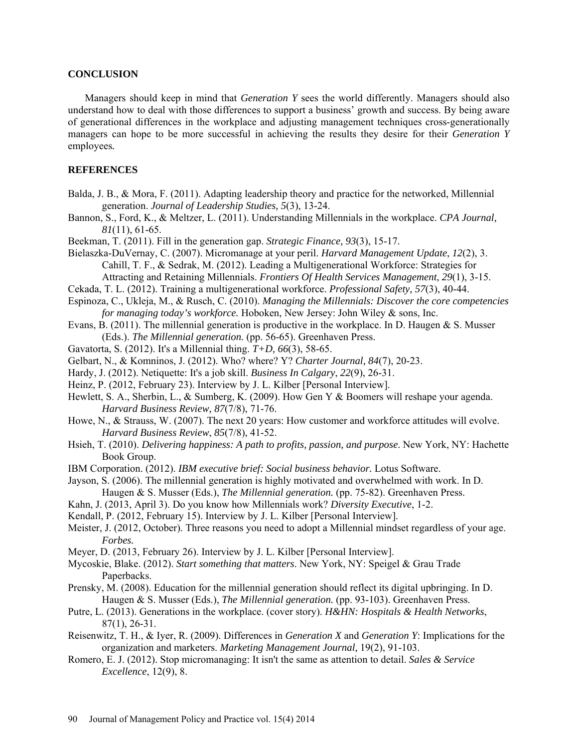## CONCLUSION

Managers should keep in mind that *Generation Y* sees the world differently. Managers should also understand how to deal with those differences to support a business' growth and success. By being aware of generational differences in the workplace and adjusting management techniques cross-generationally managers can hope to be more successful in achieving the results they desire for their *Generation Y* employees.

## REFERENCES

Balda, J. B., & Mora, F. (2011). Adapting leadership theory and practice for the networked, Millennial generation. *Journal of Leadership Studies, 5*(3), 13-24.

Bannon, S., Ford, K., & Meltzer, L. (2011). Understanding Millennials in the workplace. *CPA Journal, 81*(11), 61-65.

Beekman, T. (2011). Fill in the generation gap. *Strategic Finance, 93*(3), 15-17.

Bielaszka-DuVernay, C. (2007). Micromanage at your peril. *Harvard Management Update*, *12*(2), 3.

Cahill, T. F., & Sedrak, M. (2012). Leading a Multigenerational Workforce: Strategies for Attracting and Retaining Millennials. *Frontiers Of Health Services Management*, *29*(1), 3-15.

Cekada, T. L. (2012). Training a multigenerational workforce. *Professional Safety, 57*(3), 40-44.

Espinoza, C., Ukleja, M., & Rusch, C. (2010). *Managing the Millennials: Discover the core competencies for managing today's workforce.* Hoboken, New Jersey: John Wiley & sons, Inc.

Evans, B. (2011). The millennial generation is productive in the workplace. In D. Haugen & S. Musser (Eds.). *The Millennial generation.* (pp. 56-65). Greenhaven Press.

Gavatorta, S. (2012). It's a Millennial thing. *T+D, 66*(3), 58-65.

Gelbart, N., & Komninos, J. (2012). Who? where? Y? *Charter Journal, 84*(7), 20-23.

Hardy, J. (2012). Netiquette: It's a job skill. *Business In Calgary*, *22*(9), 26-31.

Heinz, P. (2012, February 23). Interview by J. L. Kilber [Personal Interview].

Hewlett, S. A., Sherbin, L., & Sumberg, K. (2009). How Gen Y & Boomers will reshape your agenda. *Harvard Business Review, 87*(7/8), 71-76.

Howe, N., & Strauss, W. (2007). The next 20 years: How customer and workforce attitudes will evolve. *Harvard Business Review*, *85*(7/8), 41-52.

Hsieh, T. (2010). *Delivering happiness: A path to profits, passion, and purpose*. New York, NY: Hachette Book Group.

IBM Corporation. (2012). *IBM executive brief: Social business behavior.* Lotus Software.

Jayson, S. (2006). The millennial generation is highly motivated and overwhelmed with work. In D. Haugen & S. Musser (Eds.), *The Millennial generation.* (pp. 75-82). Greenhaven Press.

Kahn, J. (2013, April 3). Do you know how Millennials work? *Diversity Executive*, 1-2.

Kendall, P. (2012, February 15). Interview by J. L. Kilber [Personal Interview].

Meister, J. (2012, October). Three reasons you need to adopt a Millennial mindset regardless of your age. *Forbes.*

Meyer, D. (2013, February 26). Interview by J. L. Kilber [Personal Interview].

Mycoskie, Blake. (2012). *Start something that matters*. New York, NY: Speigel & Grau Trade Paperbacks.

Prensky, M. (2008). Education for the millennial generation should reflect its digital upbringing. In D. Haugen & S. Musser (Eds.), *The Millennial generation.* (pp. 93-103). Greenhaven Press.

Putre, L. (2013). Generations in the workplace. (cover story). *H&HN: Hospitals & Health Networks*, 87(1), 26-31.

Reisenwitz, T. H., & Iyer, R. (2009). Differences in *Generation X* and *Generation Y*: Implications for the organization and marketers. *Marketing Management Journal,* 19(2), 91-103.

Romero, E. J. (2012). Stop micromanaging: It isn't the same as attention to detail. *Sales & Service Excellence*, 12(9), 8.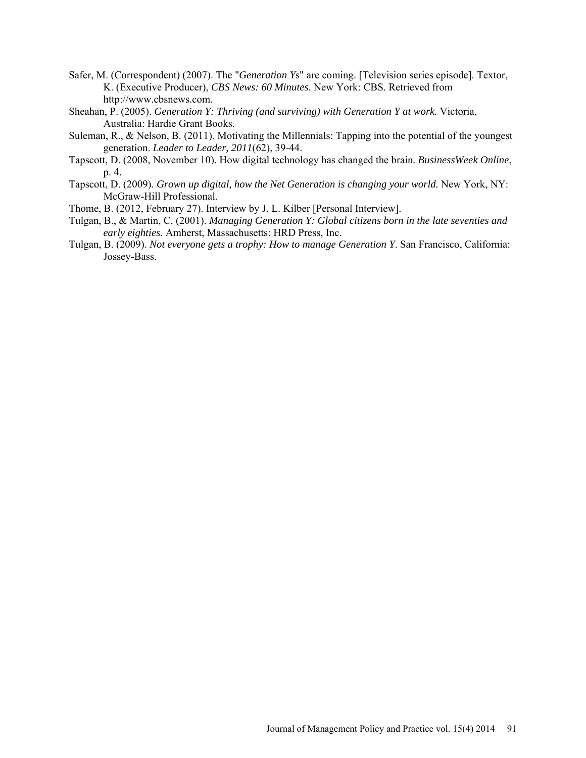Safer, M. (Correspondent) (2007). The "*Generation Y*s" are coming. [Television series episode]. Textor, K. (Executive Producer), *CBS News: 60 Minutes*. New York: CBS. Retrieved from http://www.cbsnews.com.

Sheahan, P. (2005). *Generation Y: Thriving (and surviving) with Generation Y at work.* Victoria, Australia: Hardie Grant Books.

Suleman, R., & Nelson, B. (2011). Motivating the Millennials: Tapping into the potential of the youngest generation. *Leader to Leader, 2011*(62), 39-44.

Tapscott, D. (2008, November 10). How digital technology has changed the brain. *BusinessWeek Online*, p. 4.

Tapscott, D. (2009). *Grown up digital, how the Net Generation is changing your world.* New York, NY: McGraw-Hill Professional.

Thome, B. (2012, February 27). Interview by J. L. Kilber [Personal Interview].

Tulgan, B., & Martin, C. (2001). *Managing Generation Y: Global citizens born in the late seventies and early eighties.* Amherst, Massachusetts: HRD Press, Inc.

Tulgan, B. (2009). *Not everyone gets a trophy: How to manage Generation Y*. San Francisco, California: Jossey-Bass.